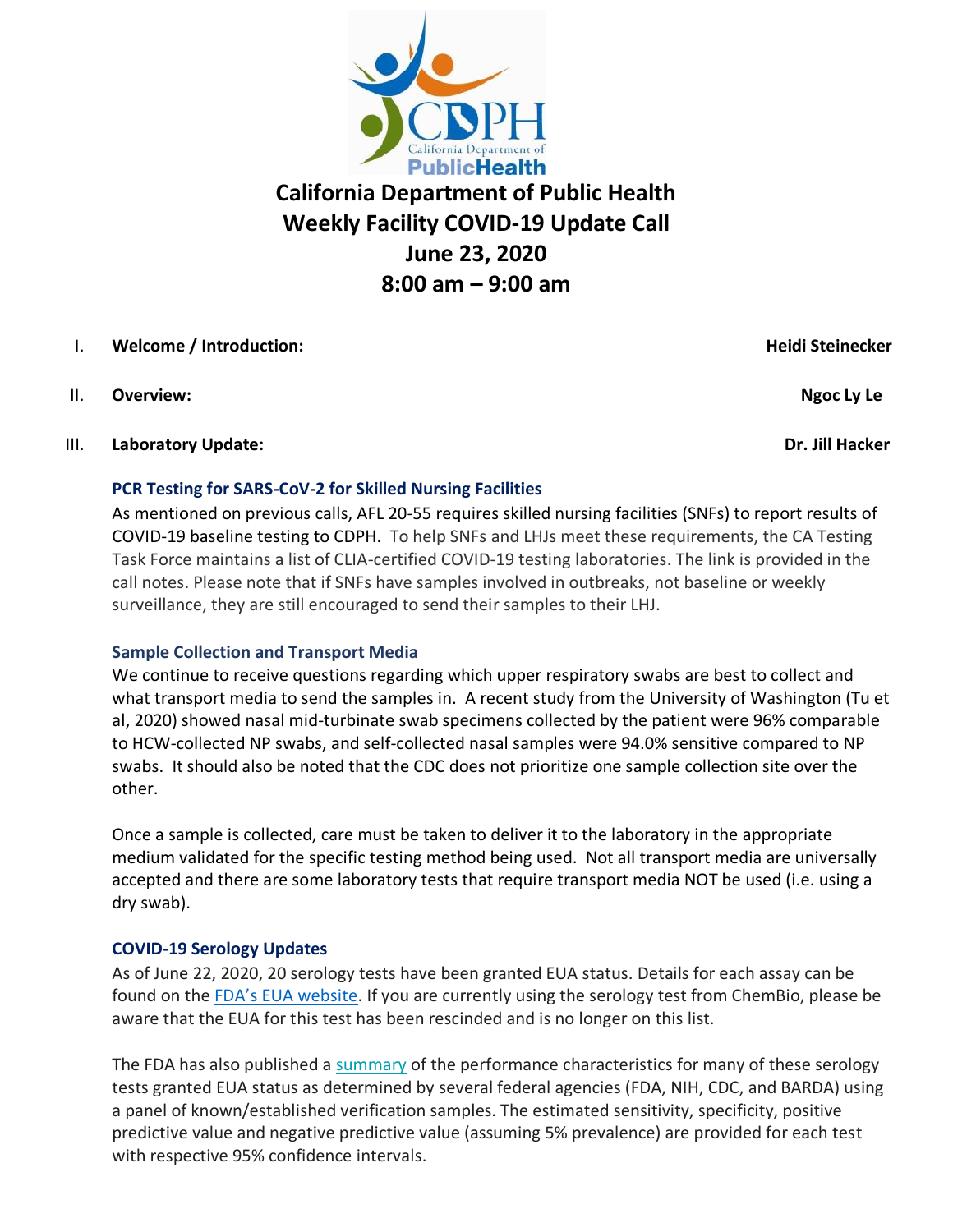# California Department of Public Health
## Weekly Facility COVID-19 Update Call
## June 23, 2020
## 8:00 am – 9:00 am

I. **Welcome / Introduction:** **Heidi Steinecker**

II. **Overview:** **Ngoc Ly Le**

III. **Laboratory Update:** **Dr. Jill Hacker**

### PCR Testing for SARS-CoV-2 for Skilled Nursing Facilities

As mentioned on previous calls, AFL 20-55 requires skilled nursing facilities (SNFs) to report results of COVID-19 baseline testing to CDPH. To help SNFs and LHJs meet these requirements, the CA Testing Task Force maintains a list of CLIA-certified COVID-19 testing laboratories. The link is provided in the call notes. Please note that if SNFs have samples involved in outbreaks, not baseline or weekly surveillance, they are still encouraged to send their samples to their LHJ.

### Sample Collection and Transport Media

We continue to receive questions regarding which upper respiratory swabs are best to collect and what transport media to send the samples in. A recent study from the University of Washington (Tu et al, 2020) showed nasal mid-turbinate swab specimens collected by the patient were 96% comparable to HCW-collected NP swabs, and self-collected nasal samples were 94.0% sensitive compared to NP swabs. It should also be noted that the CDC does not prioritize one sample collection site over the other.

Once a sample is collected, care must be taken to deliver it to the laboratory in the appropriate medium validated for the specific testing method being used. Not all transport media are universally accepted and there are some laboratory tests that require transport media NOT be used (i.e. using a dry swab).

### COVID-19 Serology Updates

As of June 22, 2020, 20 serology tests have been granted EUA status. Details for each assay can be found on the FDA's EUA website. If you are currently using the serology test from ChemBio, please be aware that the EUA for this test has been rescinded and is no longer on this list.

The FDA has also published a summary of the performance characteristics for many of these serology tests granted EUA status as determined by several federal agencies (FDA, NIH, CDC, and BARDA) using a panel of known/established verification samples. The estimated sensitivity, specificity, positive predictive value and negative predictive value (assuming 5% prevalence) are provided for each test with respective 95% confidence intervals.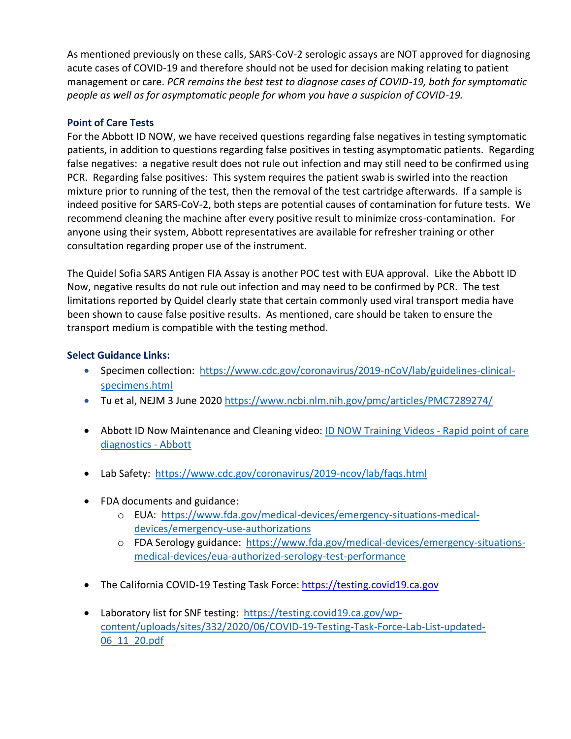As mentioned previously on these calls, SARS-CoV-2 serologic assays are NOT approved for diagnosing acute cases of COVID-19 and therefore should not be used for decision making relating to patient management or care. *PCR remains the best test to diagnose cases of COVID-19, both for symptomatic people as well as for asymptomatic people for whom you have a suspicion of COVID-19.*

### Point of Care Tests

For the Abbott ID NOW, we have received questions regarding false negatives in testing symptomatic patients, in addition to questions regarding false positives in testing asymptomatic patients. Regarding false negatives: a negative result does not rule out infection and may still need to be confirmed using PCR. Regarding false positives: This system requires the patient swab is swirled into the reaction mixture prior to running of the test, then the removal of the test cartridge afterwards. If a sample is indeed positive for SARS-CoV-2, both steps are potential causes of contamination for future tests. We recommend cleaning the machine after every positive result to minimize cross-contamination. For anyone using their system, Abbott representatives are available for refresher training or other consultation regarding proper use of the instrument.

The Quidel Sofia SARS Antigen FIA Assay is another POC test with EUA approval. Like the Abbott ID Now, negative results do not rule out infection and may need to be confirmed by PCR. The test limitations reported by Quidel clearly state that certain commonly used viral transport media have been shown to cause false positive results. As mentioned, care should be taken to ensure the transport medium is compatible with the testing method.

### Select Guidance Links:

- Specimen collection: [https://www.cdc.gov/coronavirus/2019-nCoV/lab/guidelines-clinical-specimens.html](https://www.cdc.gov/coronavirus/2019-nCoV/lab/guidelines-clinical-specimens.html)
- Tu et al, NEJM 3 June 2020 [https://www.ncbi.nlm.nih.gov/pmc/articles/PMC7289274/](https://www.ncbi.nlm.nih.gov/pmc/articles/PMC7289274/)
- Abbott ID Now Maintenance and Cleaning video: ID NOW Training Videos - Rapid point of care diagnostics - Abbott
- Lab Safety: [https://www.cdc.gov/coronavirus/2019-ncov/lab/faqs.html](https://www.cdc.gov/coronavirus/2019-ncov/lab/faqs.html)
- FDA documents and guidance:
  - EUA: [https://www.fda.gov/medical-devices/emergency-situations-medical-devices/emergency-use-authorizations](https://www.fda.gov/medical-devices/emergency-situations-medical-devices/emergency-use-authorizations)
  - FDA Serology guidance: [https://www.fda.gov/medical-devices/emergency-situations-medical-devices/eua-authorized-serology-test-performance](https://www.fda.gov/medical-devices/emergency-situations-medical-devices/eua-authorized-serology-test-performance)
- The California COVID-19 Testing Task Force: [https://testing.covid19.ca.gov](https://testing.covid19.ca.gov)
- Laboratory list for SNF testing: [https://testing.covid19.ca.gov/wp-content/uploads/sites/332/2020/06/COVID-19-Testing-Task-Force-Lab-List-updated-06_11_20.pdf](https://testing.covid19.ca.gov/wp-content/uploads/sites/332/2020/06/COVID-19-Testing-Task-Force-Lab-List-updated-06_11_20.pdf)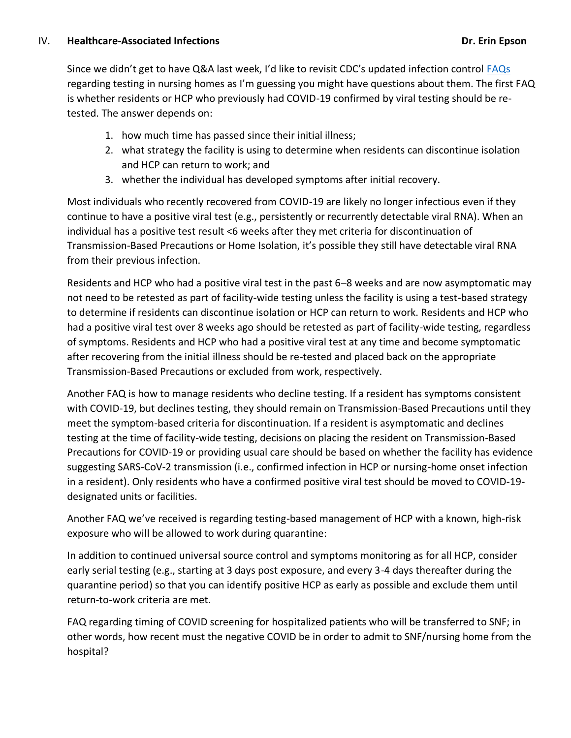## IV. Healthcare-Associated Infections **Dr. Erin Epson**

Since we didn't get to have Q&A last week, I'd like to revisit CDC's updated infection control [FAQs](FAQs) regarding testing in nursing homes as I'm guessing you might have questions about them. The first FAQ is whether residents or HCP who previously had COVID-19 confirmed by viral testing should be re-tested. The answer depends on:

1. how much time has passed since their initial illness;
2. what strategy the facility is using to determine when residents can discontinue isolation and HCP can return to work; and
3. whether the individual has developed symptoms after initial recovery.

Most individuals who recently recovered from COVID-19 are likely no longer infectious even if they continue to have a positive viral test (e.g., persistently or recurrently detectable viral RNA). When an individual has a positive test result <6 weeks after they met criteria for discontinuation of Transmission-Based Precautions or Home Isolation, it's possible they still have detectable viral RNA from their previous infection.

Residents and HCP who had a positive viral test in the past 6–8 weeks and are now asymptomatic may not need to be retested as part of facility-wide testing unless the facility is using a test-based strategy to determine if residents can discontinue isolation or HCP can return to work. Residents and HCP who had a positive viral test over 8 weeks ago should be retested as part of facility-wide testing, regardless of symptoms. Residents and HCP who had a positive viral test at any time and become symptomatic after recovering from the initial illness should be re-tested and placed back on the appropriate Transmission-Based Precautions or excluded from work, respectively.

Another FAQ is how to manage residents who decline testing. If a resident has symptoms consistent with COVID-19, but declines testing, they should remain on Transmission-Based Precautions until they meet the symptom-based criteria for discontinuation. If a resident is asymptomatic and declines testing at the time of facility-wide testing, decisions on placing the resident on Transmission-Based Precautions for COVID-19 or providing usual care should be based on whether the facility has evidence suggesting SARS-CoV-2 transmission (i.e., confirmed infection in HCP or nursing-home onset infection in a resident). Only residents who have a confirmed positive viral test should be moved to COVID-19-designated units or facilities.

Another FAQ we've received is regarding testing-based management of HCP with a known, high-risk exposure who will be allowed to work during quarantine:

In addition to continued universal source control and symptoms monitoring as for all HCP, consider early serial testing (e.g., starting at 3 days post exposure, and every 3-4 days thereafter during the quarantine period) so that you can identify positive HCP as early as possible and exclude them until return-to-work criteria are met.

FAQ regarding timing of COVID screening for hospitalized patients who will be transferred to SNF; in other words, how recent must the negative COVID be in order to admit to SNF/nursing home from the hospital?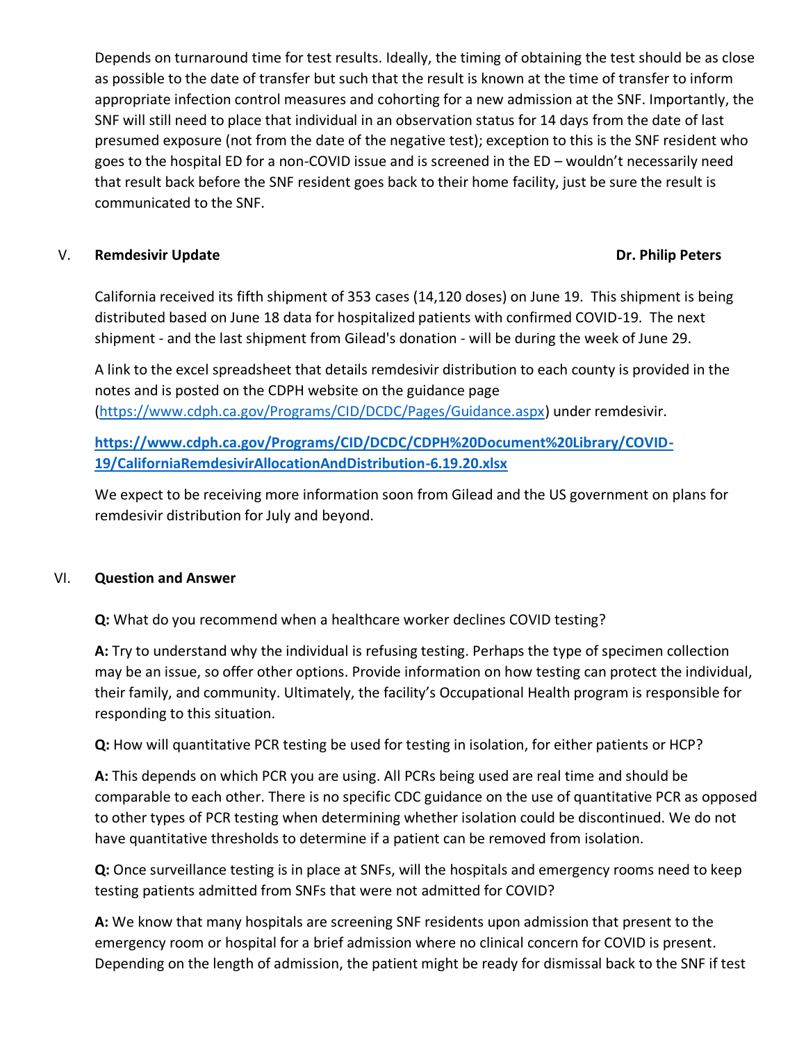Depends on turnaround time for test results. Ideally, the timing of obtaining the test should be as close as possible to the date of transfer but such that the result is known at the time of transfer to inform appropriate infection control measures and cohorting for a new admission at the SNF. Importantly, the SNF will still need to place that individual in an observation status for 14 days from the date of last presumed exposure (not from the date of the negative test); exception to this is the SNF resident who goes to the hospital ED for a non-COVID issue and is screened in the ED – wouldn't necessarily need that result back before the SNF resident goes back to their home facility, just be sure the result is communicated to the SNF.

## V. Remdesivir Update — Dr. Philip Peters

California received its fifth shipment of 353 cases (14,120 doses) on June 19. This shipment is being distributed based on June 18 data for hospitalized patients with confirmed COVID-19. The next shipment - and the last shipment from Gilead's donation - will be during the week of June 29.

A link to the excel spreadsheet that details remdesivir distribution to each county is provided in the notes and is posted on the CDPH website on the guidance page (https://www.cdph.ca.gov/Programs/CID/DCDC/Pages/Guidance.aspx) under remdesivir.

**https://www.cdph.ca.gov/Programs/CID/DCDC/CDPH%20Document%20Library/COVID-19/CaliforniaRemdesivirAllocationAndDistribution-6.19.20.xlsx**

We expect to be receiving more information soon from Gilead and the US government on plans for remdesivir distribution for July and beyond.

## VI. Question and Answer

**Q:** What do you recommend when a healthcare worker declines COVID testing?

**A:** Try to understand why the individual is refusing testing. Perhaps the type of specimen collection may be an issue, so offer other options. Provide information on how testing can protect the individual, their family, and community. Ultimately, the facility's Occupational Health program is responsible for responding to this situation.

**Q:** How will quantitative PCR testing be used for testing in isolation, for either patients or HCP?

**A:** This depends on which PCR you are using. All PCRs being used are real time and should be comparable to each other. There is no specific CDC guidance on the use of quantitative PCR as opposed to other types of PCR testing when determining whether isolation could be discontinued. We do not have quantitative thresholds to determine if a patient can be removed from isolation.

**Q:** Once surveillance testing is in place at SNFs, will the hospitals and emergency rooms need to keep testing patients admitted from SNFs that were not admitted for COVID?

**A:** We know that many hospitals are screening SNF residents upon admission that present to the emergency room or hospital for a brief admission where no clinical concern for COVID is present. Depending on the length of admission, the patient might be ready for dismissal back to the SNF if test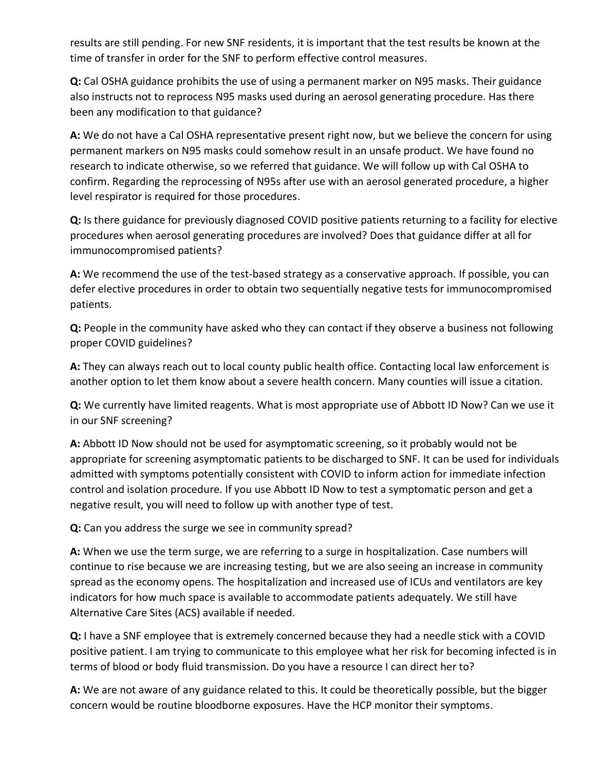results are still pending. For new SNF residents, it is important that the test results be known at the time of transfer in order for the SNF to perform effective control measures.

**Q:** Cal OSHA guidance prohibits the use of using a permanent marker on N95 masks. Their guidance also instructs not to reprocess N95 masks used during an aerosol generating procedure. Has there been any modification to that guidance?

**A:** We do not have a Cal OSHA representative present right now, but we believe the concern for using permanent markers on N95 masks could somehow result in an unsafe product. We have found no research to indicate otherwise, so we referred that guidance. We will follow up with Cal OSHA to confirm. Regarding the reprocessing of N95s after use with an aerosol generated procedure, a higher level respirator is required for those procedures.

**Q:** Is there guidance for previously diagnosed COVID positive patients returning to a facility for elective procedures when aerosol generating procedures are involved? Does that guidance differ at all for immunocompromised patients?

**A:** We recommend the use of the test-based strategy as a conservative approach. If possible, you can defer elective procedures in order to obtain two sequentially negative tests for immunocompromised patients.

**Q:** People in the community have asked who they can contact if they observe a business not following proper COVID guidelines?

**A:** They can always reach out to local county public health office. Contacting local law enforcement is another option to let them know about a severe health concern. Many counties will issue a citation.

**Q:** We currently have limited reagents. What is most appropriate use of Abbott ID Now? Can we use it in our SNF screening?

**A:** Abbott ID Now should not be used for asymptomatic screening, so it probably would not be appropriate for screening asymptomatic patients to be discharged to SNF. It can be used for individuals admitted with symptoms potentially consistent with COVID to inform action for immediate infection control and isolation procedure. If you use Abbott ID Now to test a symptomatic person and get a negative result, you will need to follow up with another type of test.

**Q:** Can you address the surge we see in community spread?

**A:** When we use the term surge, we are referring to a surge in hospitalization. Case numbers will continue to rise because we are increasing testing, but we are also seeing an increase in community spread as the economy opens. The hospitalization and increased use of ICUs and ventilators are key indicators for how much space is available to accommodate patients adequately. We still have Alternative Care Sites (ACS) available if needed.

**Q:** I have a SNF employee that is extremely concerned because they had a needle stick with a COVID positive patient. I am trying to communicate to this employee what her risk for becoming infected is in terms of blood or body fluid transmission. Do you have a resource I can direct her to?

**A:** We are not aware of any guidance related to this. It could be theoretically possible, but the bigger concern would be routine bloodborne exposures. Have the HCP monitor their symptoms.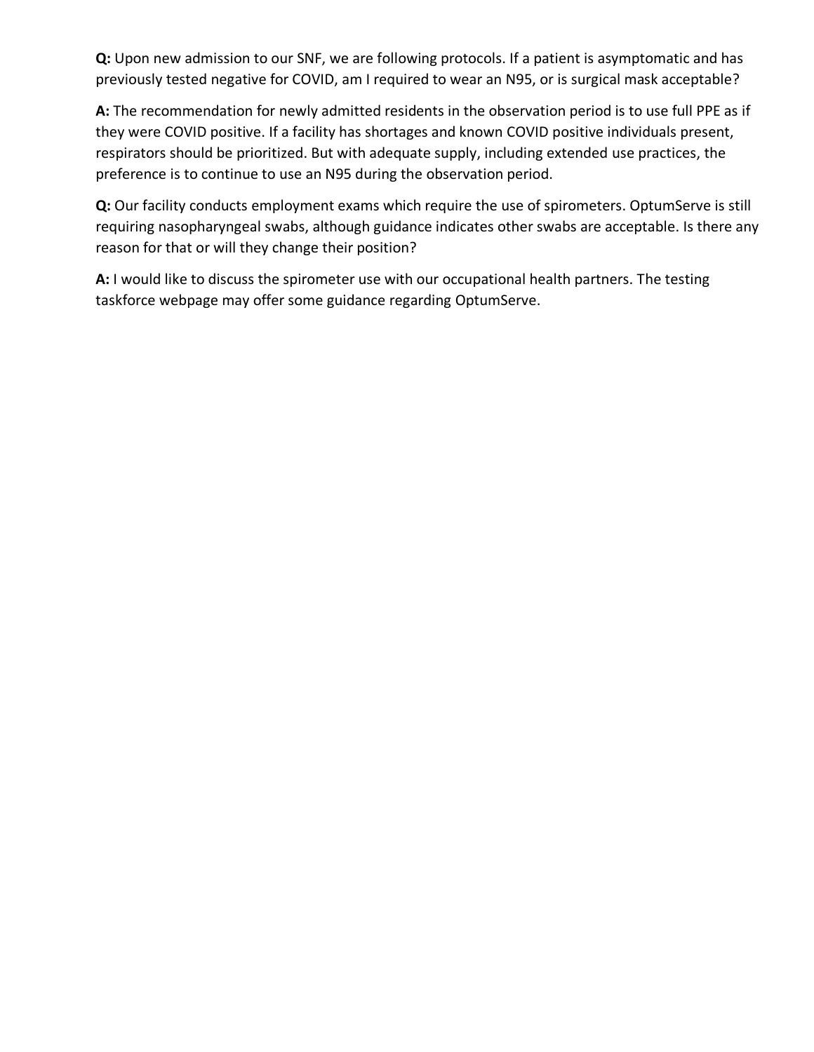**Q:** Upon new admission to our SNF, we are following protocols. If a patient is asymptomatic and has previously tested negative for COVID, am I required to wear an N95, or is surgical mask acceptable?

**A:** The recommendation for newly admitted residents in the observation period is to use full PPE as if they were COVID positive. If a facility has shortages and known COVID positive individuals present, respirators should be prioritized. But with adequate supply, including extended use practices, the preference is to continue to use an N95 during the observation period.

**Q:** Our facility conducts employment exams which require the use of spirometers. OptumServe is still requiring nasopharyngeal swabs, although guidance indicates other swabs are acceptable. Is there any reason for that or will they change their position?

**A:** I would like to discuss the spirometer use with our occupational health partners. The testing taskforce webpage may offer some guidance regarding OptumServe.